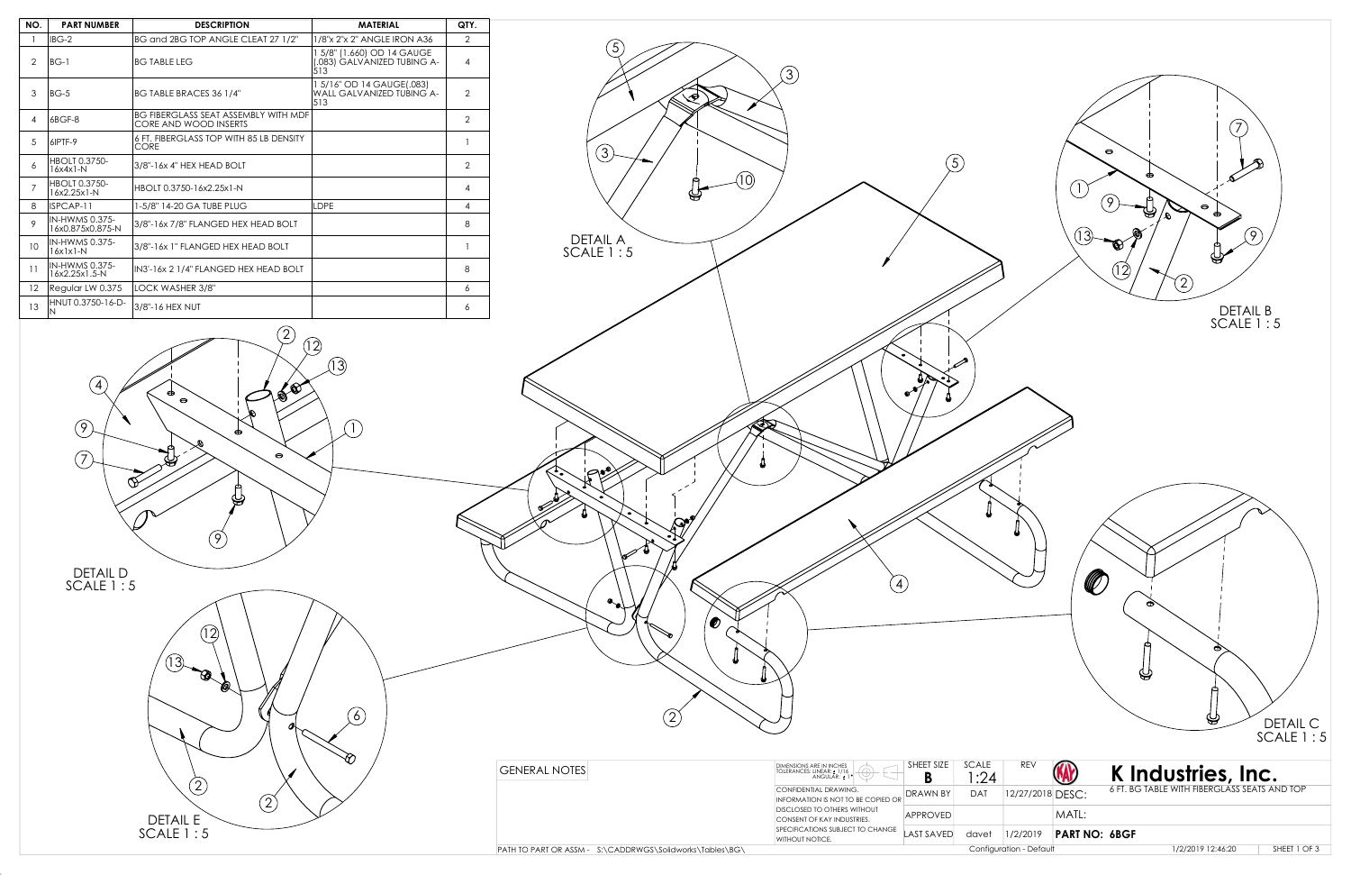| NO. | PART NUMBER | DESCRIPTION | MATERIAL | QTY. |
|---|---|---|---|---|
| 1 | IBG-2 | BG and 2BG TOP ANGLE CLEAT 27 1/2" | 1/8"x 2"x 2" ANGLE IRON A36 | 2 |
| 2 | BG-1 | BG TABLE LEG | 1 5/8" (1.660) OD 14 GAUGE (.083) GALVANIZED TUBING A-513 | 4 |
| 3 | BG-5 | BG TABLE BRACES 36 1/4" | 1 5/16" OD 14 GAUGE(.083) WALL GALVANIZED TUBING A-513 | 2 |
| 4 | 6BGF-8 | BG FIBERGLASS SEAT ASSEMBLY WITH MDF CORE AND WOOD INSERTS | | 2 |
| 5 | 6IPTF-9 | 6 FT. FIBERGLASS TOP WITH 85 LB DENSITY CORE | | 1 |
| 6 | HBOLT 0.3750-16x4x1-N | 3/8"-16x 4" HEX HEAD BOLT | | 2 |
| 7 | HBOLT 0.3750-16x2.25x1-N | HBOLT 0.3750-16x2.25x1-N | | 4 |
| 8 | ISPCAP-11 | 1-5/8" 14-20 GA TUBE PLUG | LDPE | 4 |
| 9 | IN-HWMS 0.375-16x0.875x0.875-N | 3/8"-16x 7/8" FLANGED HEX HEAD BOLT | | 8 |
| 10 | IN-HWMS 0.375-16x1x1-N | 3/8"-16x 1" FLANGED HEX HEAD BOLT | | 1 |
| 11 | IN-HWMS 0.375-16x2.25x1.5-N | IN3'-16x 2 1/4" FLANGED HEX HEAD BOLT | | 8 |
| 12 | Regular LW 0.375 | LOCK WASHER 3/8" | | 6 |
| 13 | HNUT 0.3750-16-D-N | 3/8"-16 HEX NUT | | 6 |

DETAIL A
SCALE 1 : 5

DETAIL B
SCALE 1 : 5

DETAIL C
SCALE 1 : 5

DETAIL D
SCALE 1 : 5

DETAIL E
SCALE 1 : 5

GENERAL NOTES

DIMENSIONS ARE IN INCHES
TOLERANCES: LINEAR ± 1/16
ANGULAR: ± 1°

CONFIDENTIAL DRAWING.
INFORMATION IS NOT TO BE COPIED OR DISCLOSED TO OTHERS WITHOUT CONSENT OF KAY INDUSTRIES.
SPECIFICATIONS SUBJECT TO CHANGE WITHOUT NOTICE.

| SHEET SIZE | SCALE | REV | |
|---|---|---|---|
| B | 1:24 | | |
| DRAWN BY | DAT | 12/27/2018 | DESC: 6 FT. BG TABLE WITH FIBERGLASS SEATS AND TOP |
| APPROVED | | | MATL: |
| LAST SAVED | davet | 1/2/2019 | PART NO: 6BGF |

**K Industries, Inc.**

PATH TO PART OR ASSM - S:\CADDRWGS\Solidworks\Tables\BG\

Configuration - Default

1/2/2019 12:46:20

SHEET 1 OF 3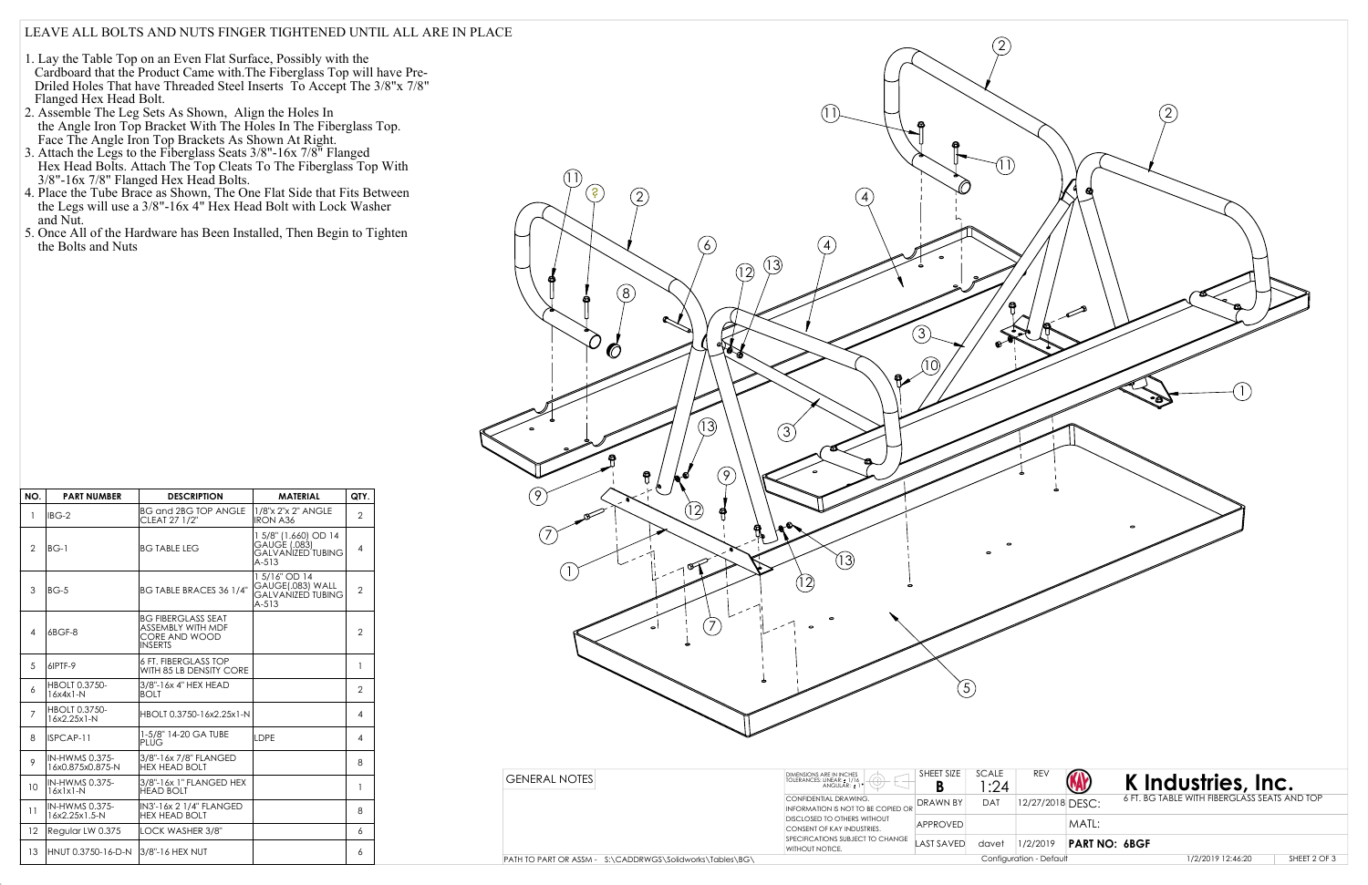LEAVE ALL BOLTS AND NUTS FINGER TIGHTENED UNTIL ALL ARE IN PLACE

1. Lay the Table Top on an Even Flat Surface, Possibly with the Cardboard that the Product Came with.The Fiberglass Top will have Pre-Driled Holes That have Threaded Steel Inserts To Accept The 3/8"x 7/8" Flanged Hex Head Bolt.
2. Assemble The Leg Sets As Shown, Align the Holes In the Angle Iron Top Bracket With The Holes In The Fiberglass Top. Face The Angle Iron Top Brackets As Shown At Right.
3. Attach the Legs to the Fiberglass Seats 3/8"-16x 7/8" Flanged Hex Head Bolts. Attach The Top Cleats To The Fiberglass Top With 3/8"-16x 7/8" Flanged Hex Head Bolts.
4. Place the Tube Brace as Shown, The One Flat Side that Fits Between the Legs will use a 3/8"-16x 4" Hex Head Bolt with Lock Washer and Nut.
5. Once All of the Hardware has Been Installed, Then Begin to Tighten the Bolts and Nuts

| NO. | PART NUMBER | DESCRIPTION | MATERIAL | QTY. |
|---|---|---|---|---|
| 1 | IBG-2 | BG and 2BG TOP ANGLE CLEAT 27 1/2" | 1/8"x 2"x 2" ANGLE IRON A36 | 2 |
| 2 | BG-1 | BG TABLE LEG | 1 5/8" (1.660) OD 14 GAUGE (.083) GALVANIZED TUBING A-513 | 4 |
| 3 | BG-5 | BG TABLE BRACES 36 1/4" | 1 5/16" OD 14 GAUGE(.083) WALL GALVANIZED TUBING A-513 | 2 |
| 4 | 6BGF-8 | BG FIBERGLASS SEAT ASSEMBLY WITH MDF CORE AND WOOD INSERTS | | 2 |
| 5 | 6IPTF-9 | 6 FT. FIBERGLASS TOP WITH 85 LB DENSITY CORE | | 1 |
| 6 | HBOLT 0.3750-16x4x1-N | 3/8"-16x 4" HEX HEAD BOLT | | 2 |
| 7 | HBOLT 0.3750-16x2.25x1-N | HBOLT 0.3750-16x2.25x1-N | | 4 |
| 8 | ISPCAP-11 | 1-5/8" 14-20 GA TUBE PLUG | LDPE | 4 |
| 9 | IN-HWMS 0.375-16x0.875x0.875-N | 3/8"-16x 7/8" FLANGED HEX HEAD BOLT | | 8 |
| 10 | IN-HWMS 0.375-16x1x1-N | 3/8"-16x 1" FLANGED HEX HEAD BOLT | | 1 |
| 11 | IN-HWMS 0.375-16x2.25x1.5-N | IN3'-16x 2 1/4" FLANGED HEX HEAD BOLT | | 8 |
| 12 | Regular LW 0.375 | LOCK WASHER 3/8" | | 6 |
| 13 | HNUT 0.3750-16-D-N | 3/8"-16 HEX NUT | | 6 |

GENERAL NOTES

DIMENSIONS ARE IN INCHES TOLERANCES: LINEAR: ± 1/16 ANGULAR: ± 1°

CONFIDENTIAL DRAWING. INFORMATION IS NOT TO BE COPIED OR DISCLOSED TO OTHERS WITHOUT CONSENT OF KAY INDUSTRIES. SPECIFICATIONS SUBJECT TO CHANGE WITHOUT NOTICE.

| SHEET SIZE | SCALE | REV | |
|---|---|---|---|
| B | 1:24 | | |
| DRAWN BY | DAT | 12/27/2018 | DESC: 6 FT. BG TABLE WITH FIBERGLASS SEATS AND TOP |
| APPROVED | | | MATL: |
| LAST SAVED | davet | 1/2/2019 | PART NO: 6BGF |

**K Industries, Inc.**

PATH TO PART OR ASSM - S:\CADDRWGS\Solidworks\Tables\BG\

Configuration - Default

1/2/2019 12:46:20

SHEET 2 OF 3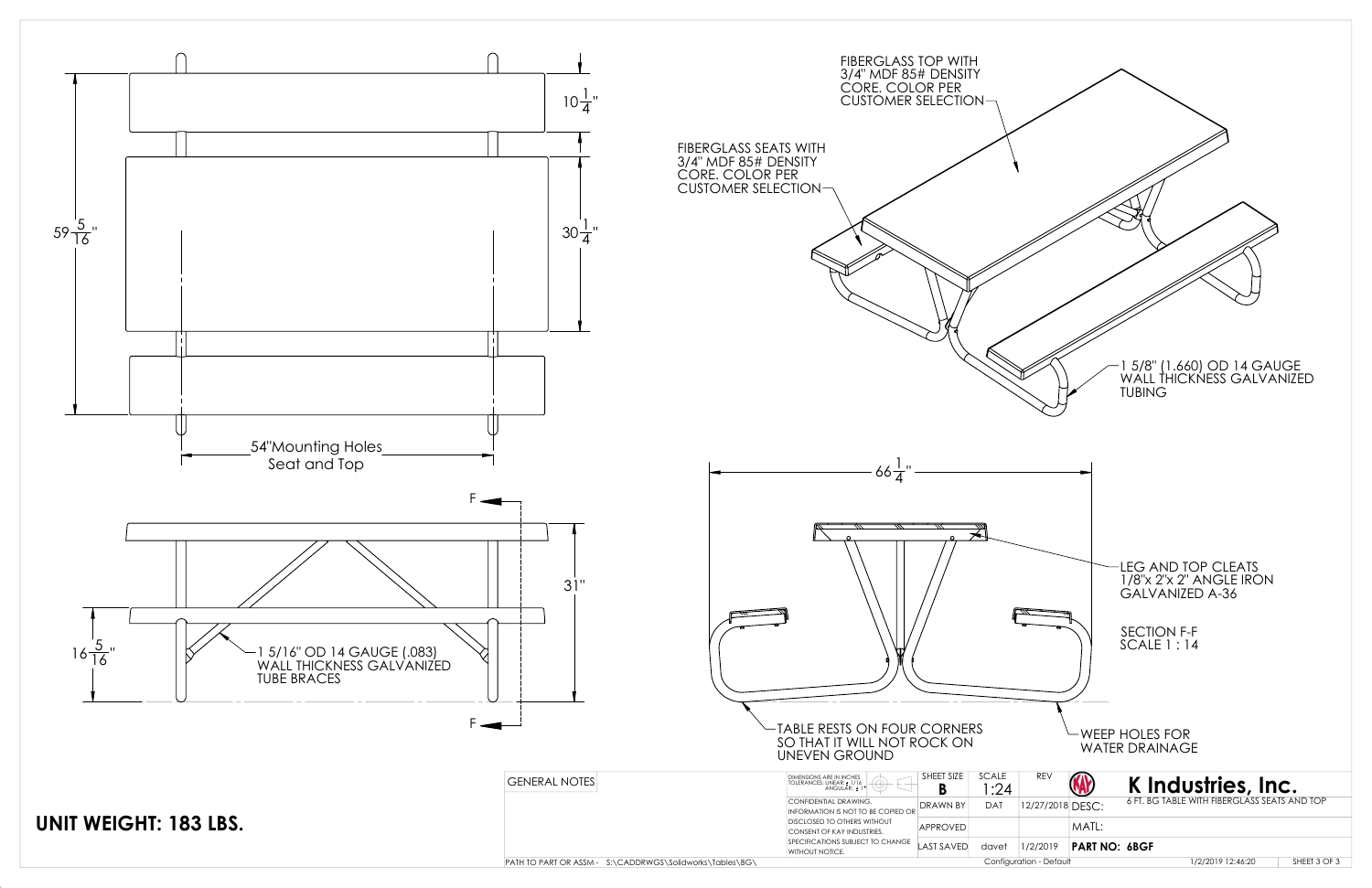$59\frac{5}{16}$"

$10\frac{1}{4}$"

$30\frac{1}{4}$"

54"Mounting Holes
Seat and Top

$16\frac{5}{16}$"

31"

F

F

1 5/16" OD 14 GAUGE (.083) WALL THICKNESS GALVANIZED TUBE BRACES

FIBERGLASS TOP WITH 3/4" MDF 85# DENSITY CORE. COLOR PER CUSTOMER SELECTION

FIBERGLASS SEATS WITH 3/4" MDF 85# DENSITY CORE. COLOR PER CUSTOMER SELECTION

1 5/8" (1.660) OD 14 GAUGE WALL THICKNESS GALVANIZED TUBING

$66\frac{1}{4}$"

LEG AND TOP CLEATS 1/8"x 2"x 2" ANGLE IRON GALVANIZED A-36

SECTION F-F
SCALE 1 : 14

TABLE RESTS ON FOUR CORNERS SO THAT IT WILL NOT ROCK ON UNEVEN GROUND

WEEP HOLES FOR WATER DRAINAGE

**UNIT WEIGHT: 183 LBS.**

GENERAL NOTES

DIMENSIONS ARE IN INCHES
TOLERANCES: LINEAR: ± 1/16
ANGULAR: ± 1°

CONFIDENTIAL DRAWING. INFORMATION IS NOT TO BE COPIED OR DISCLOSED TO OTHERS WITHOUT CONSENT OF KAY INDUSTRIES. SPECIFICATIONS SUBJECT TO CHANGE WITHOUT NOTICE.

| SHEET SIZE | SCALE | REV | |
|---|---|---|---|
| B | 1:24 | | |
| DRAWN BY | DAT | 12/27/2018 | DESC: 6 FT. BG TABLE WITH FIBERGLASS SEATS AND TOP |
| APPROVED | | | MATL: |
| LAST SAVED | davet | 1/2/2019 | **PART NO: 6BGF** |

**K Industries, Inc.**

PATH TO PART OR ASSM - S:\CADDRWGS\Solidworks\Tables\BG\

Configuration - Default

1/2/2019 12:46:20